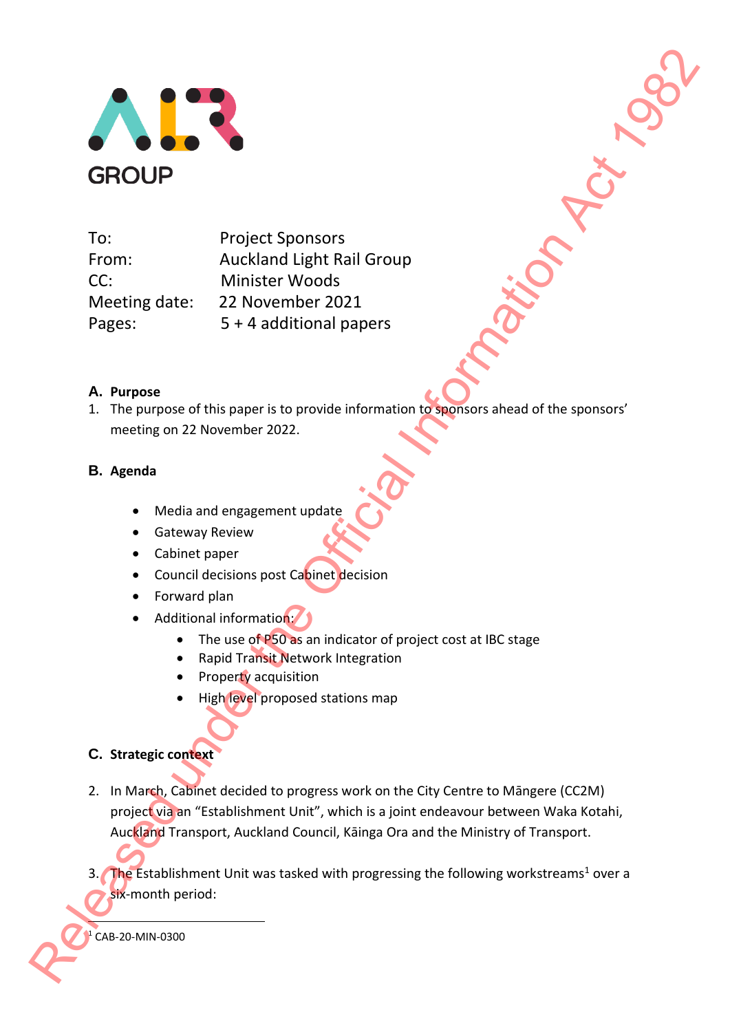ALR GROUP

To: Project Sponsors
From: Auckland Light Rail Group
CC: Minister Woods
Meeting date: 22 November 2021
Pages: 5 + 4 additional papers

## A. Purpose

1. The purpose of this paper is to provide information to sponsors ahead of the sponsors' meeting on 22 November 2022.

## B. Agenda

- Media and engagement update
- Gateway Review
- Cabinet paper
- Council decisions post Cabinet decision
- Forward plan
- Additional information:
    - The use of P50 as an indicator of project cost at IBC stage
    - Rapid Transit Network Integration
    - Property acquisition
    - High level proposed stations map

## C. Strategic context

2. In March, Cabinet decided to progress work on the City Centre to Māngere (CC2M) project via an "Establishment Unit", which is a joint endeavour between Waka Kotahi, Auckland Transport, Auckland Council, Kāinga Ora and the Ministry of Transport.

3. The Establishment Unit was tasked with progressing the following workstreams[1] over a six-month period:

[1] CAB-20-MIN-0300

Released under the Official Information Act 1982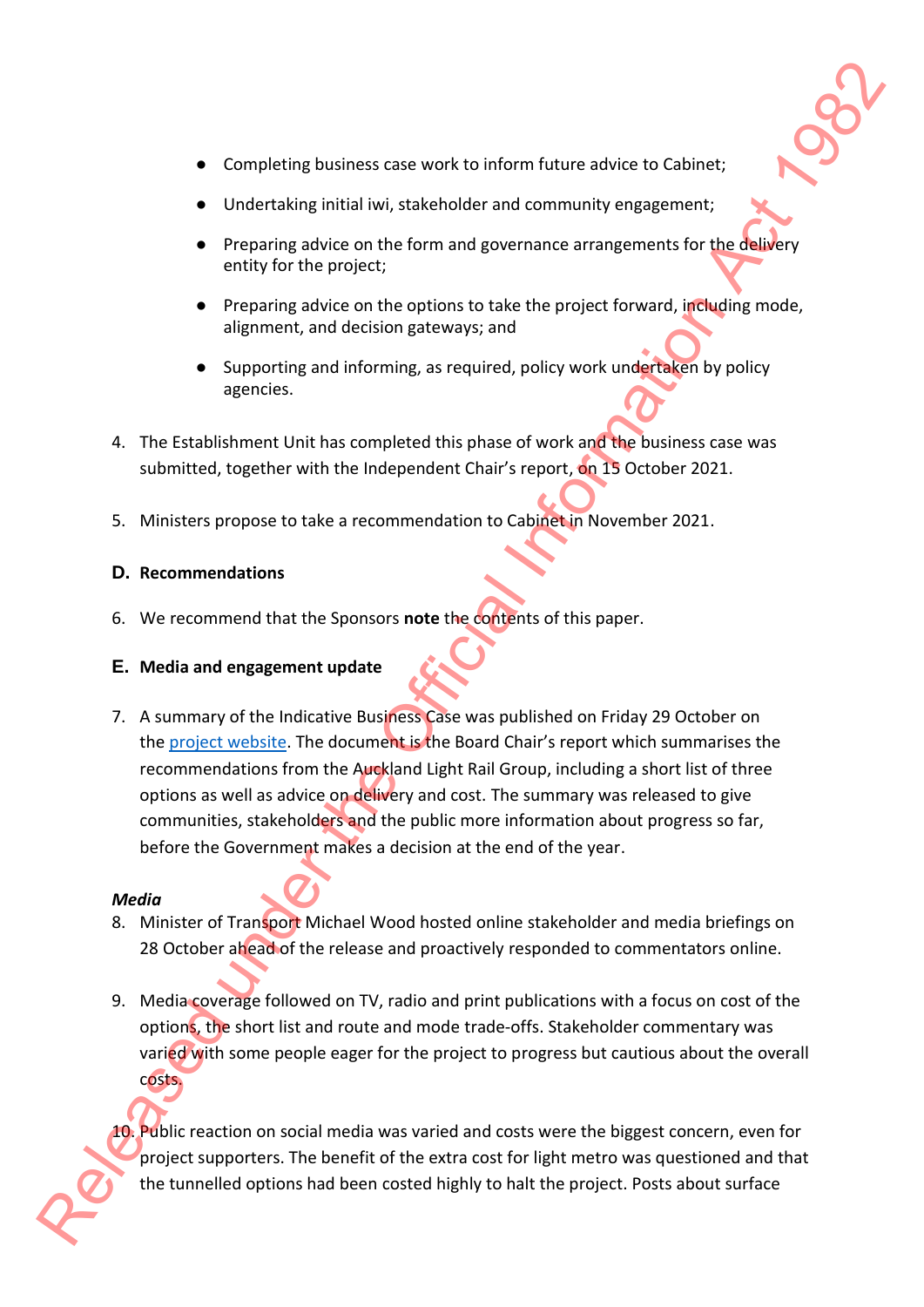- Completing business case work to inform future advice to Cabinet;
- Undertaking initial iwi, stakeholder and community engagement;
- Preparing advice on the form and governance arrangements for the delivery entity for the project;
- Preparing advice on the options to take the project forward, including mode, alignment, and decision gateways; and
- Supporting and informing, as required, policy work undertaken by policy agencies.

4. The Establishment Unit has completed this phase of work and the business case was submitted, together with the Independent Chair's report, on 15 October 2021.

5. Ministers propose to take a recommendation to Cabinet in November 2021.

## D. Recommendations

6. We recommend that the Sponsors **note** the contents of this paper.

## E. Media and engagement update

7. A summary of the Indicative Business Case was published on Friday 29 October on the project website. The document is the Board Chair's report which summarises the recommendations from the Auckland Light Rail Group, including a short list of three options as well as advice on delivery and cost. The summary was released to give communities, stakeholders and the public more information about progress so far, before the Government makes a decision at the end of the year.

***Media***

8. Minister of Transport Michael Wood hosted online stakeholder and media briefings on 28 October ahead of the release and proactively responded to commentators online.

9. Media coverage followed on TV, radio and print publications with a focus on cost of the options, the short list and route and mode trade-offs. Stakeholder commentary was varied with some people eager for the project to progress but cautious about the overall costs.

10. Public reaction on social media was varied and costs were the biggest concern, even for project supporters. The benefit of the extra cost for light metro was questioned and that the tunnelled options had been costed highly to halt the project. Posts about surface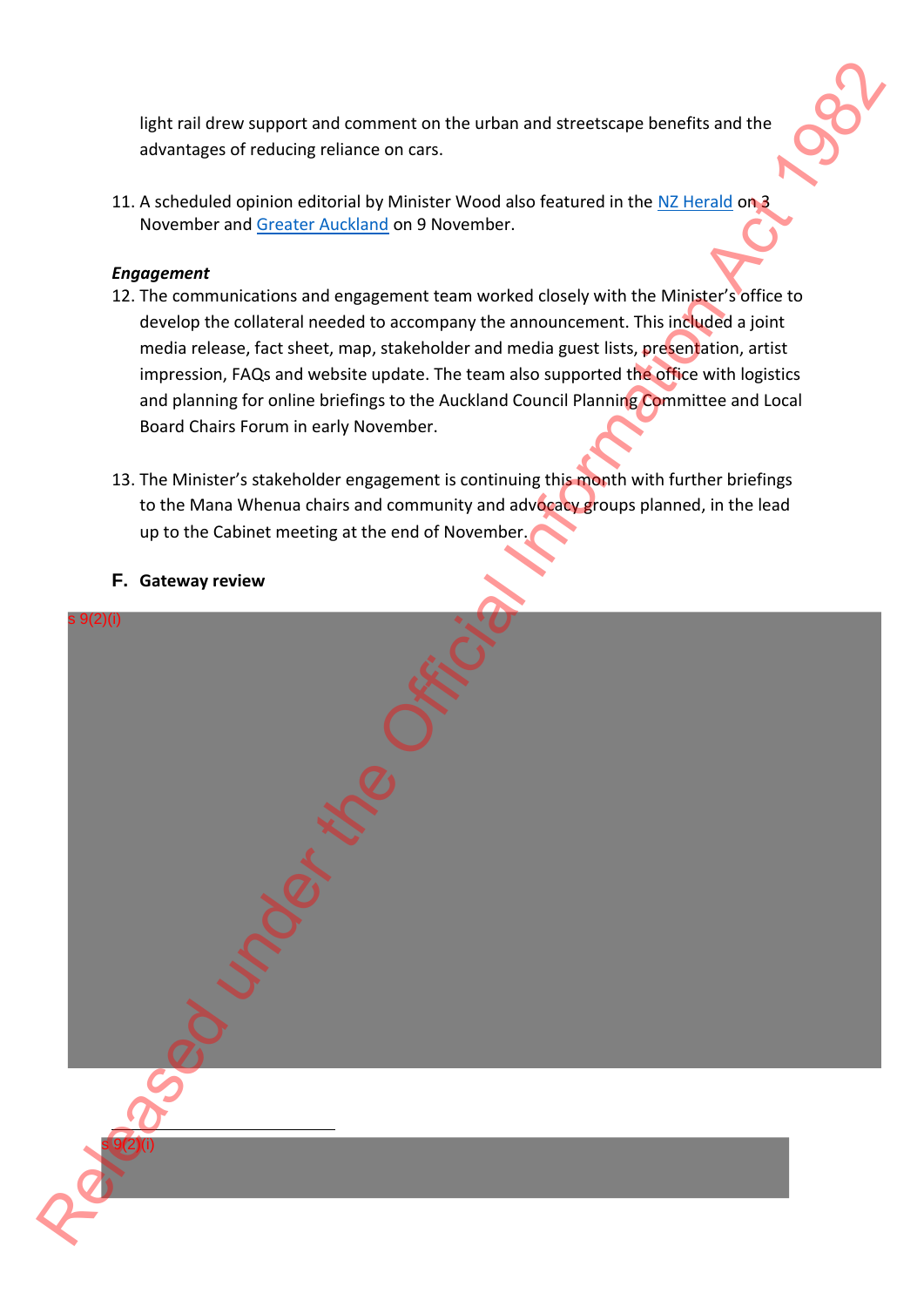light rail drew support and comment on the urban and streetscape benefits and the advantages of reducing reliance on cars.

11. A scheduled opinion editorial by Minister Wood also featured in the NZ Herald on 3 November and Greater Auckland on 9 November.

***Engagement***

12. The communications and engagement team worked closely with the Minister's office to develop the collateral needed to accompany the announcement. This included a joint media release, fact sheet, map, stakeholder and media guest lists, presentation, artist impression, FAQs and website update. The team also supported the office with logistics and planning for online briefings to the Auckland Council Planning Committee and Local Board Chairs Forum in early November.

13. The Minister's stakeholder engagement is continuing this month with further briefings to the Mana Whenua chairs and community and advocacy groups planned, in the lead up to the Cabinet meeting at the end of November.

## F. Gateway review

s 9(2)(i)

s 9(2)(i)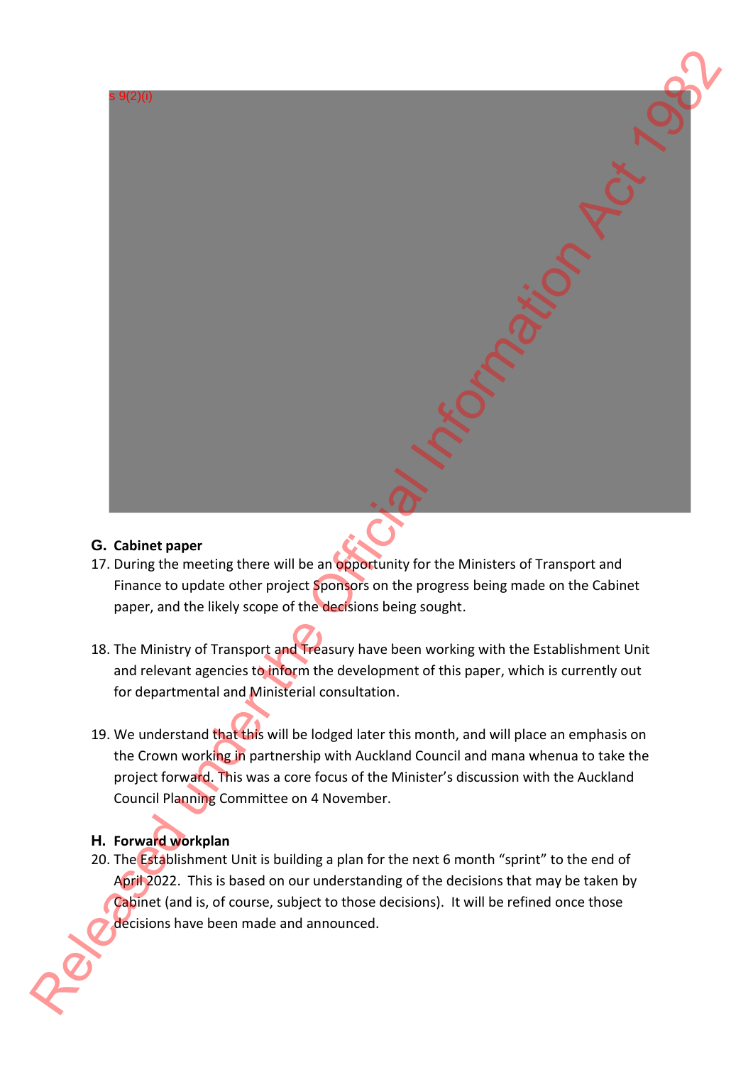s 9(2)(i)

**G. Cabinet paper**

17. During the meeting there will be an opportunity for the Ministers of Transport and Finance to update other project Sponsors on the progress being made on the Cabinet paper, and the likely scope of the decisions being sought.

18. The Ministry of Transport and Treasury have been working with the Establishment Unit and relevant agencies to inform the development of this paper, which is currently out for departmental and Ministerial consultation.

19. We understand that this will be lodged later this month, and will place an emphasis on the Crown working in partnership with Auckland Council and mana whenua to take the project forward. This was a core focus of the Minister's discussion with the Auckland Council Planning Committee on 4 November.

**H. Forward workplan**

20. The Establishment Unit is building a plan for the next 6 month "sprint" to the end of April 2022. This is based on our understanding of the decisions that may be taken by Cabinet (and is, of course, subject to those decisions). It will be refined once those decisions have been made and announced.

Released under the Official Information Act 1982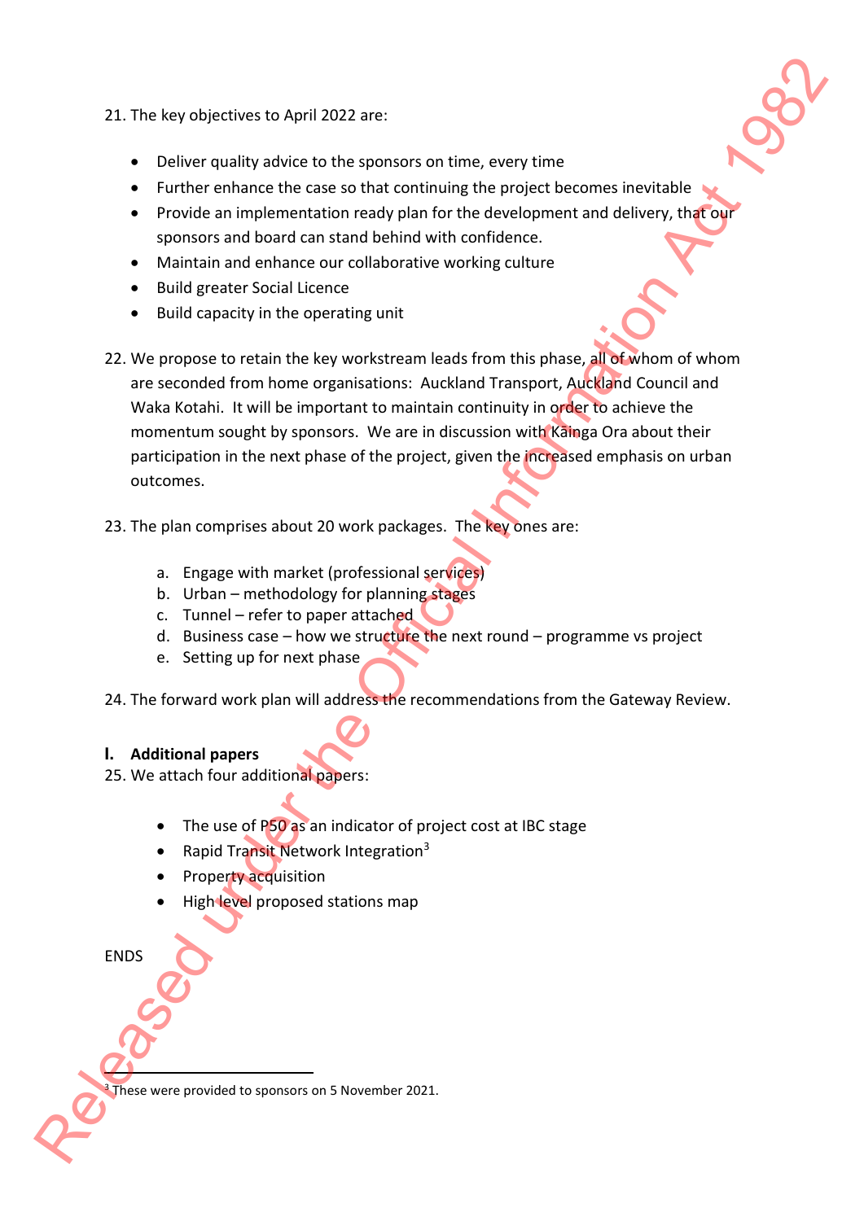21. The key objectives to April 2022 are:

- Deliver quality advice to the sponsors on time, every time
- Further enhance the case so that continuing the project becomes inevitable
- Provide an implementation ready plan for the development and delivery, that our sponsors and board can stand behind with confidence.
- Maintain and enhance our collaborative working culture
- Build greater Social Licence
- Build capacity in the operating unit

22. We propose to retain the key workstream leads from this phase, all of whom of whom are seconded from home organisations: Auckland Transport, Auckland Council and Waka Kotahi. It will be important to maintain continuity in order to achieve the momentum sought by sponsors. We are in discussion with Kainga Ora about their participation in the next phase of the project, given the increased emphasis on urban outcomes.

23. The plan comprises about 20 work packages. The key ones are:

   a. Engage with market (professional services)
   b. Urban – methodology for planning stages
   c. Tunnel – refer to paper attached
   d. Business case – how we structure the next round – programme vs project
   e. Setting up for next phase

24. The forward work plan will address the recommendations from the Gateway Review.

## I. Additional papers

25. We attach four additional papers:

- The use of P50 as an indicator of project cost at IBC stage
- Rapid Transit Network Integration[3]
- Property acquisition
- High level proposed stations map

ENDS

[3] These were provided to sponsors on 5 November 2021.